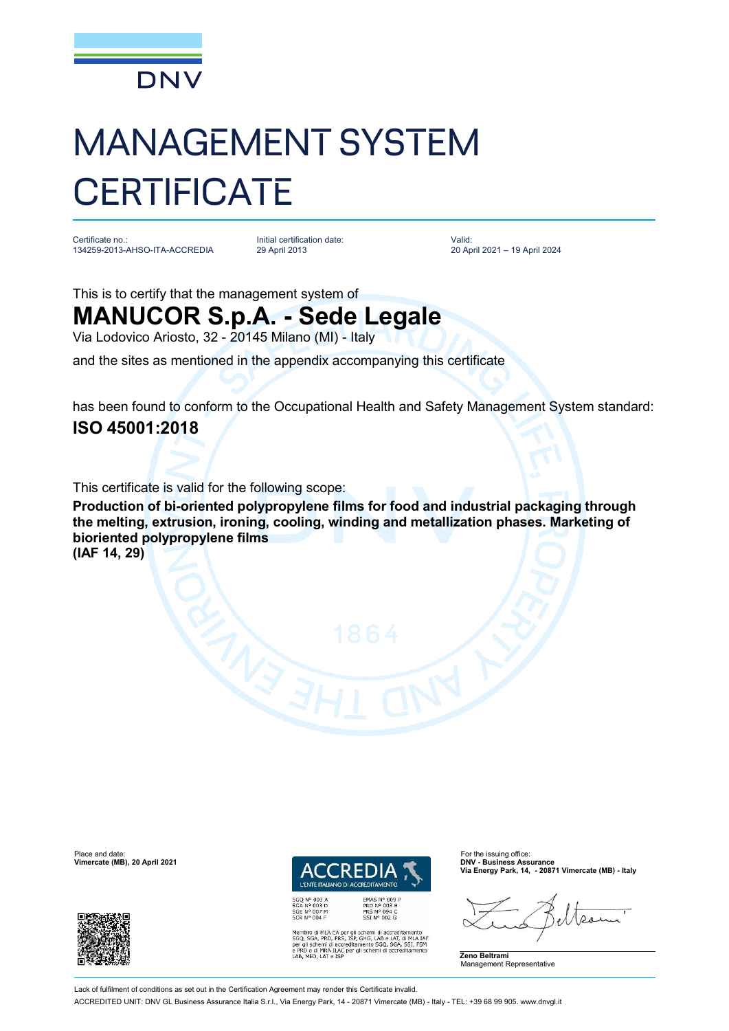DNV

# MANAGEMENT SYSTEM CERTIFICATE

Certificate no.:
134259-2013-AHSO-ITA-ACCREDIA

Initial certification date:
29 April 2013

Valid:
20 April 2021 – 19 April 2024

This is to certify that the management system of

## MANUCOR S.p.A. - Sede Legale

Via Lodovico Ariosto, 32 - 20145 Milano (MI) - Italy

and the sites as mentioned in the appendix accompanying this certificate

has been found to conform to the Occupational Health and Safety Management System standard:

**ISO 45001:2018**

This certificate is valid for the following scope:

**Production of bi-oriented polypropylene films for food and industrial packaging through the melting, extrusion, ironing, cooling, winding and metallization phases. Marketing of bioriented polypropylene films**
**(IAF 14, 29)**

Place and date:
**Vimercate (MB), 20 April 2021**

ACCREDIA
L'ENTE ITALIANO DI ACCREDITAMENTO

SGQ N° 003 A
SGA N° 003 D
SGE N° 007 M
SCR N° 004 F

EMAS N° 009 P
PRD N° 003 B
PRS N° 094 C
SSI N° 002 G

Membro di MLA EA per gli schemi di accreditamento SGQ, SGA, PRD, PRS, ISP, GHG, LAB e LAT, di MLA IAF per gli schemi di accreditamento SGQ, SGA, SSI, FSM e PRD e di MRA ILAC per gli schemi di accreditamento LAB, MED, LAT e ISP

For the issuing office:
**DNV - Business Assurance**
**Via Energy Park, 14, - 20871 Vimercate (MB) - Italy**

**Zeno Beltrami**
Management Representative

Lack of fulfilment of conditions as set out in the Certification Agreement may render this Certificate invalid.

ACCREDITED UNIT: DNV GL Business Assurance Italia S.r.l., Via Energy Park, 14 - 20871 Vimercate (MB) - Italy - TEL: +39 68 99 905. www.dnvgl.it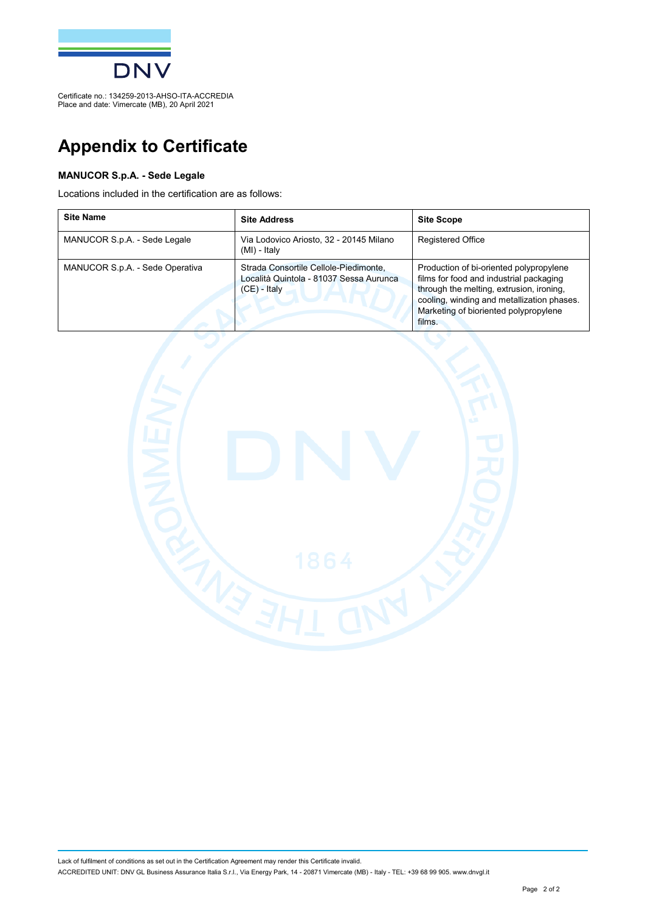Certificate no.: 134259-2013-AHSO-ITA-ACCREDIA
Place and date: Vimercate (MB), 20 April 2021

# Appendix to Certificate

**MANUCOR S.p.A. - Sede Legale**

Locations included in the certification are as follows:

| Site Name | Site Address | Site Scope |
|---|---|---|
| MANUCOR S.p.A. - Sede Legale | Via Lodovico Ariosto, 32 - 20145 Milano (MI) - Italy | Registered Office |
| MANUCOR S.p.A. - Sede Operativa | Strada Consortile Cellole-Piedimonte, Località Quintola - 81037 Sessa Aurunca (CE) - Italy | Production of bi-oriented polypropylene films for food and industrial packaging through the melting, extrusion, ironing, cooling, winding and metallization phases. Marketing of bioriented polypropylene films. |

Lack of fulfilment of conditions as set out in the Certification Agreement may render this Certificate invalid.
ACCREDITED UNIT: DNV GL Business Assurance Italia S.r.l., Via Energy Park, 14 - 20871 Vimercate (MB) - Italy - TEL: +39 68 99 905. www.dnvgl.it